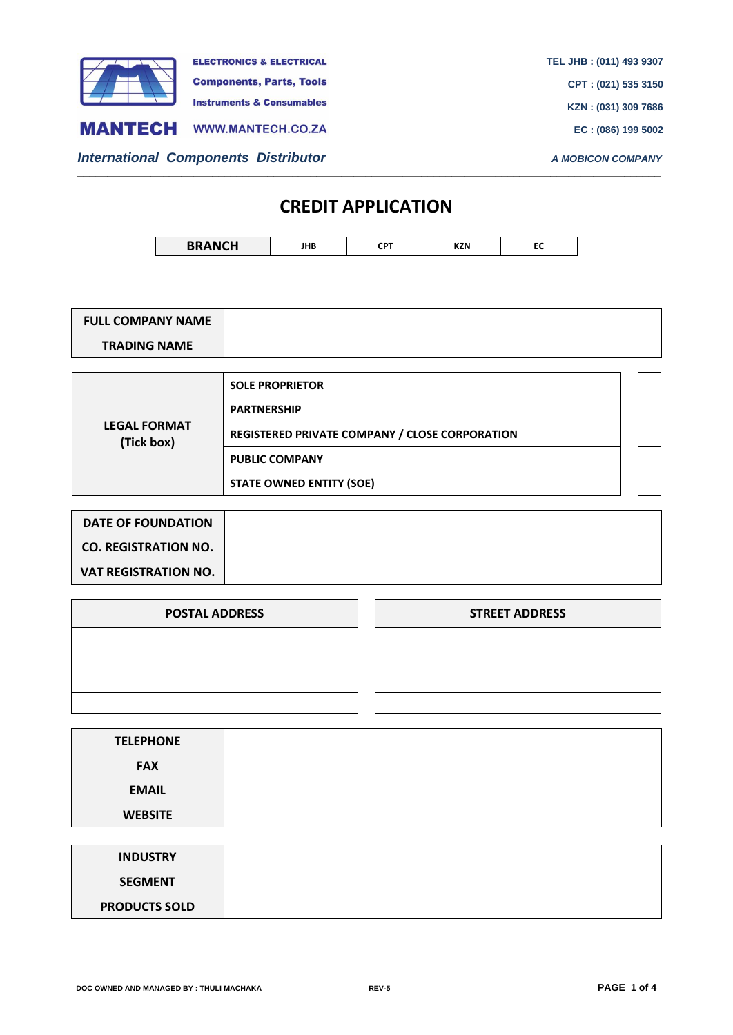**MANTECH**

**ELECTRONICS & ELECTRICAL**
**Components, Parts, Tools**
**Instruments & Consumables**
**WWW.MANTECH.CO.ZA**

***International Components Distributor***

**TEL JHB : (011) 493 9307**
**CPT : (021) 535 3150**
**KZN : (031) 309 7686**
**EC : (086) 199 5002**

***A MOBICON COMPANY***

# CREDIT APPLICATION

| BRANCH | JHB | CPT | KZN | EC |
|---|---|---|---|---|

| FULL COMPANY NAME | |
|---|---|
| TRADING NAME | |

| LEGAL FORMAT (Tick box) | | |
|---|---|---|
| | SOLE PROPRIETOR | |
| | PARTNERSHIP | |
| | REGISTERED PRIVATE COMPANY / CLOSE CORPORATION | |
| | PUBLIC COMPANY | |
| | STATE OWNED ENTITY (SOE) | |

| DATE OF FOUNDATION | |
|---|---|
| CO. REGISTRATION NO. | |
| VAT REGISTRATION NO. | |

| POSTAL ADDRESS | STREET ADDRESS |
|---|---|
| | |
| | |
| | |
| | |

| TELEPHONE | |
|---|---|
| FAX | |
| EMAIL | |
| WEBSITE | |

| INDUSTRY | |
|---|---|
| SEGMENT | |
| PRODUCTS SOLD | |

DOC OWNED AND MANAGED BY : THULI MACHAKA REV-5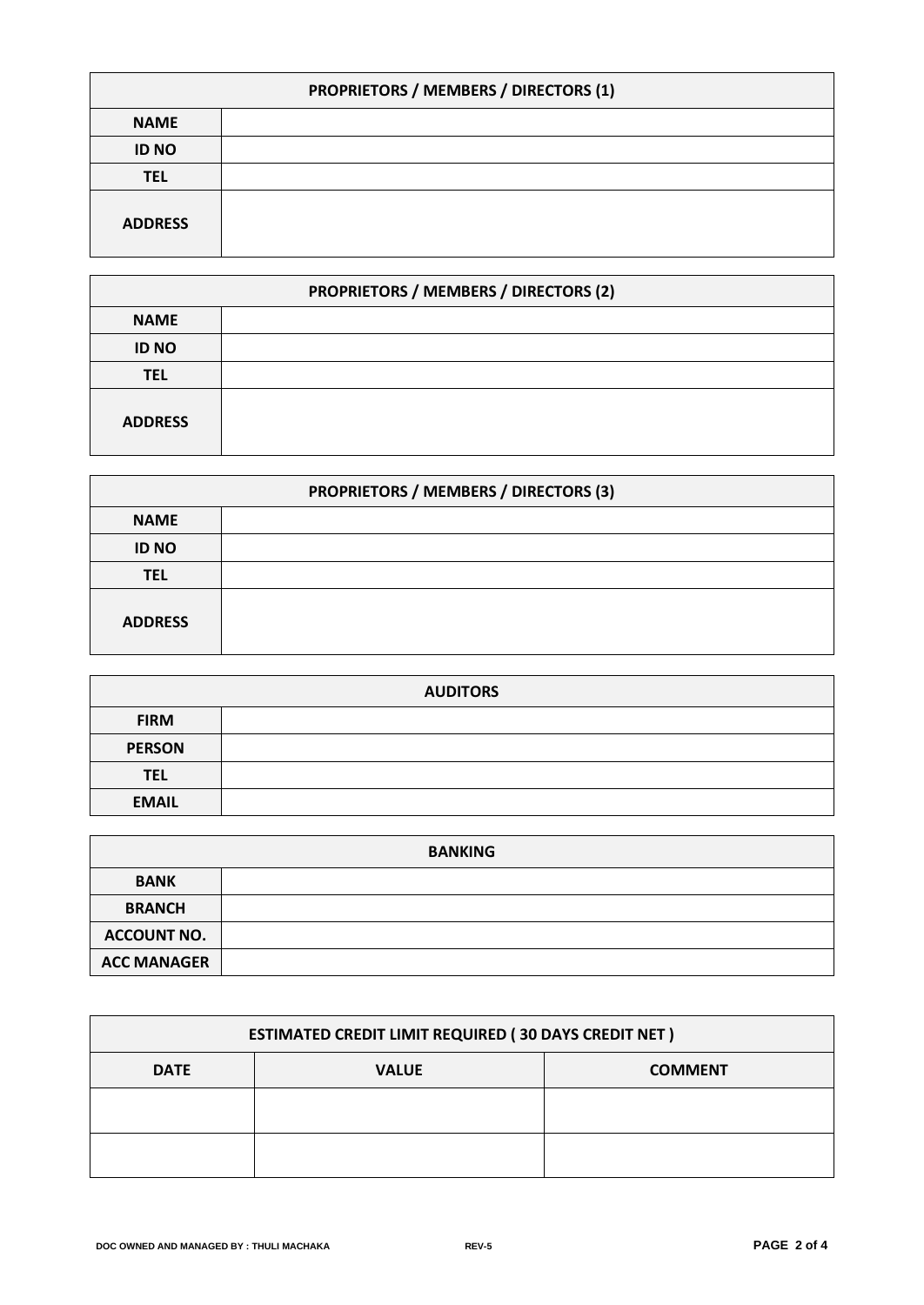| PROPRIETORS / MEMBERS / DIRECTORS (1) | |
|---|---|
| **NAME** | |
| **ID NO** | |
| **TEL** | |
| **ADDRESS** | |

| PROPRIETORS / MEMBERS / DIRECTORS (2) | |
|---|---|
| **NAME** | |
| **ID NO** | |
| **TEL** | |
| **ADDRESS** | |

| PROPRIETORS / MEMBERS / DIRECTORS (3) | |
|---|---|
| **NAME** | |
| **ID NO** | |
| **TEL** | |
| **ADDRESS** | |

| AUDITORS | |
|---|---|
| **FIRM** | |
| **PERSON** | |
| **TEL** | |
| **EMAIL** | |

| BANKING | |
|---|---|
| **BANK** | |
| **BRANCH** | |
| **ACCOUNT NO.** | |
| **ACC MANAGER** | |

| ESTIMATED CREDIT LIMIT REQUIRED ( 30 DAYS CREDIT NET ) | | |
|---|---|---|
| **DATE** | **VALUE** | **COMMENT** |
| | | |
| | | |

DOC OWNED AND MANAGED BY : THULI MACHAKA REV-5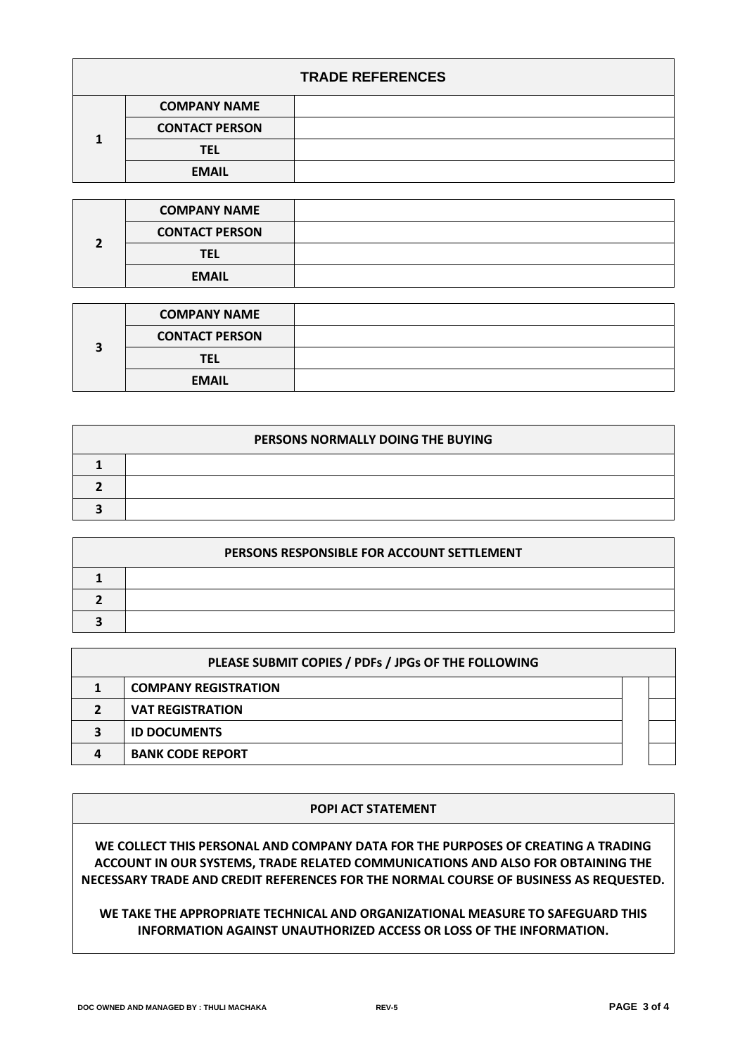| TRADE REFERENCES | | |
|---|---|---|
| 1 | COMPANY NAME | |
| | CONTACT PERSON | |
| | TEL | |
| | EMAIL | |

| | | |
|---|---|---|
| 2 | COMPANY NAME | |
| | CONTACT PERSON | |
| | TEL | |
| | EMAIL | |

| | | |
|---|---|---|
| 3 | COMPANY NAME | |
| | CONTACT PERSON | |
| | TEL | |
| | EMAIL | |

| PERSONS NORMALLY DOING THE BUYING | |
|---|---|
| 1 | |
| 2 | |
| 3 | |

| PERSONS RESPONSIBLE FOR ACCOUNT SETTLEMENT | |
|---|---|
| 1 | |
| 2 | |
| 3 | |

| PLEASE SUBMIT COPIES / PDFs / JPGs OF THE FOLLOWING | | | |
|---|---|---|---|
| 1 | COMPANY REGISTRATION | | |
| 2 | VAT REGISTRATION | | |
| 3 | ID DOCUMENTS | | |
| 4 | BANK CODE REPORT | | |

**POPI ACT STATEMENT**

**WE COLLECT THIS PERSONAL AND COMPANY DATA FOR THE PURPOSES OF CREATING A TRADING ACCOUNT IN OUR SYSTEMS, TRADE RELATED COMMUNICATIONS AND ALSO FOR OBTAINING THE NECESSARY TRADE AND CREDIT REFERENCES FOR THE NORMAL COURSE OF BUSINESS AS REQUESTED.**

**WE TAKE THE APPROPRIATE TECHNICAL AND ORGANIZATIONAL MEASURE TO SAFEGUARD THIS INFORMATION AGAINST UNAUTHORIZED ACCESS OR LOSS OF THE INFORMATION.**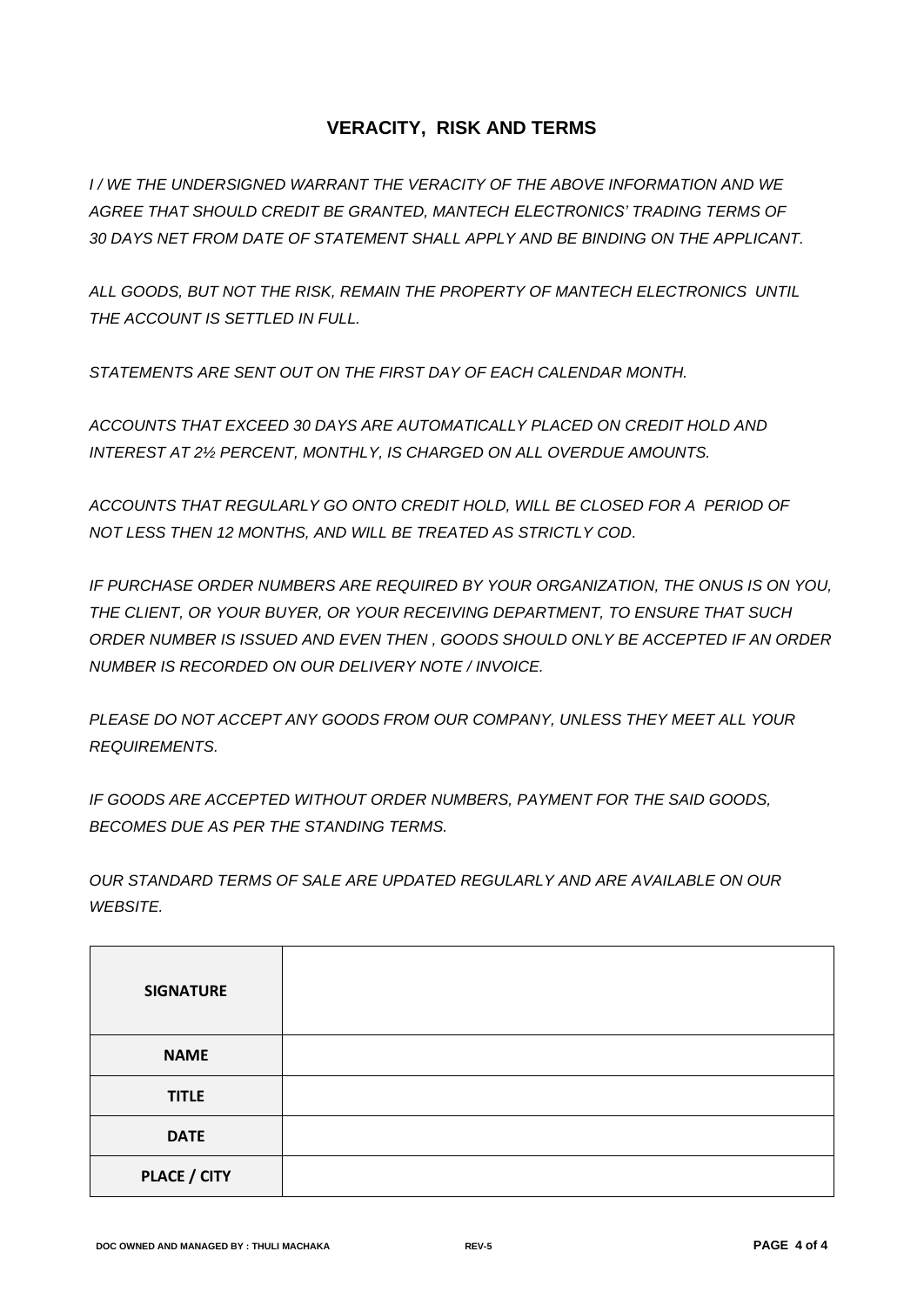## VERACITY, RISK AND TERMS

*I / WE THE UNDERSIGNED WARRANT THE VERACITY OF THE ABOVE INFORMATION AND WE AGREE THAT SHOULD CREDIT BE GRANTED, MANTECH ELECTRONICS' TRADING TERMS OF 30 DAYS NET FROM DATE OF STATEMENT SHALL APPLY AND BE BINDING ON THE APPLICANT.*

*ALL GOODS, BUT NOT THE RISK, REMAIN THE PROPERTY OF MANTECH ELECTRONICS UNTIL THE ACCOUNT IS SETTLED IN FULL.*

*STATEMENTS ARE SENT OUT ON THE FIRST DAY OF EACH CALENDAR MONTH.*

*ACCOUNTS THAT EXCEED 30 DAYS ARE AUTOMATICALLY PLACED ON CREDIT HOLD AND INTEREST AT 2½ PERCENT, MONTHLY, IS CHARGED ON ALL OVERDUE AMOUNTS.*

*ACCOUNTS THAT REGULARLY GO ONTO CREDIT HOLD, WILL BE CLOSED FOR A PERIOD OF NOT LESS THEN 12 MONTHS, AND WILL BE TREATED AS STRICTLY COD.*

*IF PURCHASE ORDER NUMBERS ARE REQUIRED BY YOUR ORGANIZATION, THE ONUS IS ON YOU, THE CLIENT, OR YOUR BUYER, OR YOUR RECEIVING DEPARTMENT, TO ENSURE THAT SUCH ORDER NUMBER IS ISSUED AND EVEN THEN , GOODS SHOULD ONLY BE ACCEPTED IF AN ORDER NUMBER IS RECORDED ON OUR DELIVERY NOTE / INVOICE.*

*PLEASE DO NOT ACCEPT ANY GOODS FROM OUR COMPANY, UNLESS THEY MEET ALL YOUR REQUIREMENTS.*

*IF GOODS ARE ACCEPTED WITHOUT ORDER NUMBERS, PAYMENT FOR THE SAID GOODS, BECOMES DUE AS PER THE STANDING TERMS.*

*OUR STANDARD TERMS OF SALE ARE UPDATED REGULARLY AND ARE AVAILABLE ON OUR WEBSITE.*

| | |
|---|---|
| **SIGNATURE** | |
| **NAME** | |
| **TITLE** | |
| **DATE** | |
| **PLACE / CITY** | |

DOC OWNED AND MANAGED BY : THULI MACHAKA REV-5